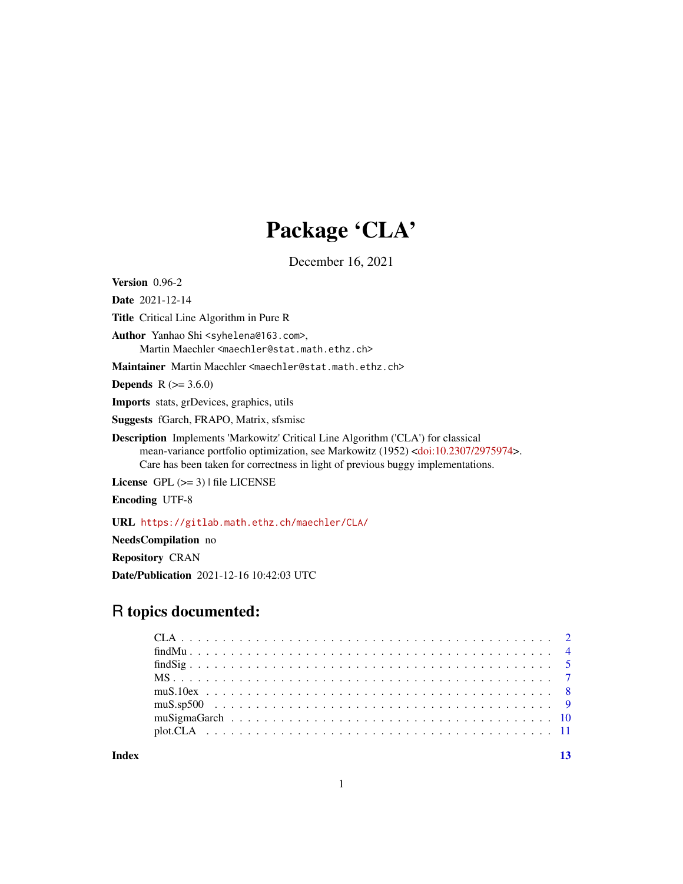# Package 'CLA'

December 16, 2021

**Version** 0.96-2

**Date** 2021-12-14

**Title** Critical Line Algorithm in Pure R

**Author** Yanhao Shi <syhelena@163.com>,
Martin Maechler <maechler@stat.math.ethz.ch>

**Maintainer** Martin Maechler <maechler@stat.math.ethz.ch>

**Depends** R (>= 3.6.0)

**Imports** stats, grDevices, graphics, utils

**Suggests** fGarch, FRAPO, Matrix, sfsmisc

**Description** Implements 'Markowitz' Critical Line Algorithm ('CLA') for classical mean-variance portfolio optimization, see Markowitz (1952) <doi:10.2307/2975974>. Care has been taken for correctness in light of previous buggy implementations.

**License** GPL (>= 3) | file LICENSE

**Encoding** UTF-8

**URL** https://gitlab.math.ethz.ch/maechler/CLA/

**NeedsCompilation** no

**Repository** CRAN

**Date/Publication** 2021-12-16 10:42:03 UTC

## R topics documented:

| | |
|---|---|
| CLA | 2 |
| findMu | 4 |
| findSig | 5 |
| MS | 7 |
| muS.10ex | 8 |
| muS.sp500 | 9 |
| muSigmaGarch | 10 |
| plot.CLA | 11 |
| **Index** | **13** |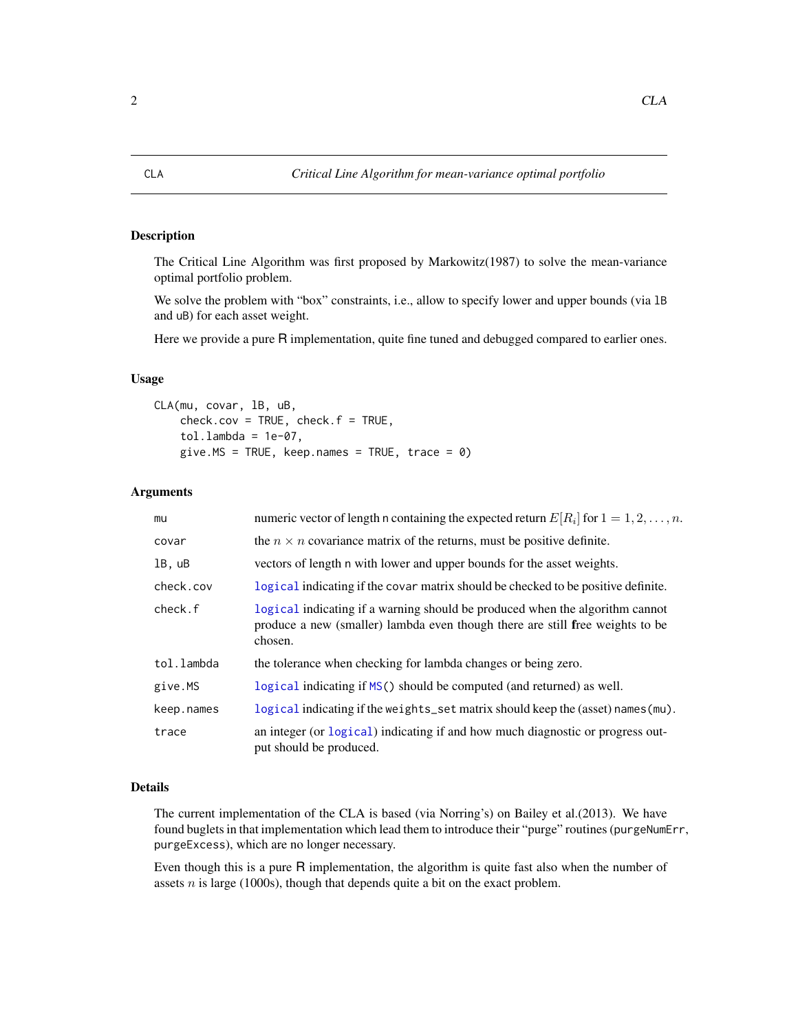CLA *Critical Line Algorithm for mean-variance optimal portfolio*

## Description

The Critical Line Algorithm was first proposed by Markowitz(1987) to solve the mean-variance optimal portfolio problem.

We solve the problem with "box" constraints, i.e., allow to specify lower and upper bounds (via `lB` and `uB`) for each asset weight.

Here we provide a pure R implementation, quite fine tuned and debugged compared to earlier ones.

## Usage

```
CLA(mu, covar, lB, uB,
    check.cov = TRUE, check.f = TRUE,
    tol.lambda = 1e-07,
    give.MS = TRUE, keep.names = TRUE, trace = 0)
```

## Arguments

| | |
|---|---|
| `mu` | numeric vector of length n containing the expected return $E[R_i]$ for $1 = 1, 2, \ldots, n$. |
| `covar` | the $n \times n$ covariance matrix of the returns, must be positive definite. |
| `lB, uB` | vectors of length n with lower and upper bounds for the asset weights. |
| `check.cov` | `logical` indicating if the `covar` matrix should be checked to be positive definite. |
| `check.f` | `logical` indicating if a warning should be produced when the algorithm cannot produce a new (smaller) lambda even though there are still **f**ree weights to be chosen. |
| `tol.lambda` | the tolerance when checking for lambda changes or being zero. |
| `give.MS` | `logical` indicating if `MS()` should be computed (and returned) as well. |
| `keep.names` | `logical` indicating if the `weights_set` matrix should keep the (asset) `names(mu)`. |
| `trace` | an integer (or `logical`) indicating if and how much diagnostic or progress output should be produced. |

## Details

The current implementation of the CLA is based (via Norring's) on Bailey et al.(2013). We have found buglets in that implementation which lead them to introduce their "purge" routines (`purgeNumErr`, `purgeExcess`), which are no longer necessary.

Even though this is a pure R implementation, the algorithm is quite fast also when the number of assets $n$ is large (1000s), though that depends quite a bit on the exact problem.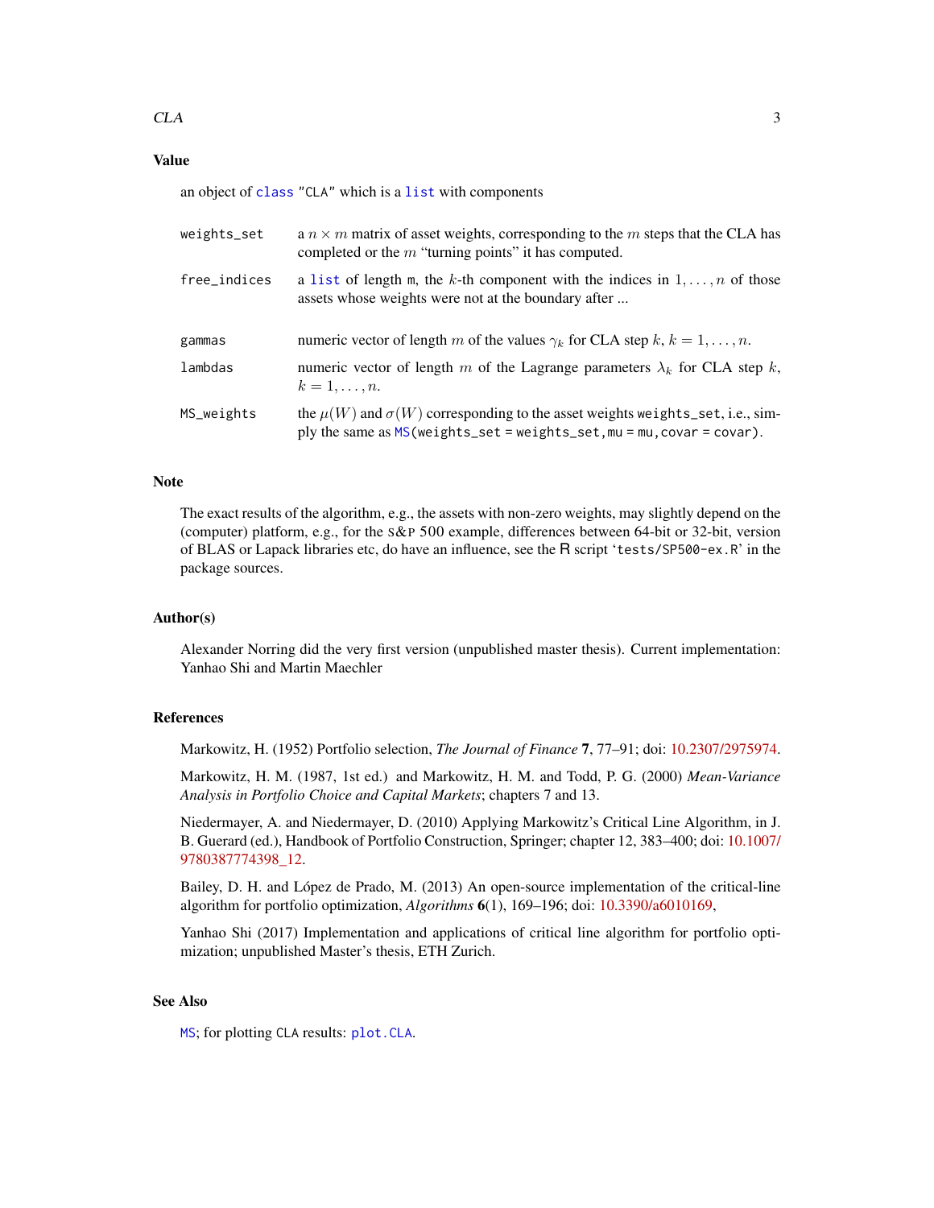## Value

an object of `class` "CLA" which is a `list` with components

`weights_set`
: a $n \times m$ matrix of asset weights, corresponding to the $m$ steps that the CLA has completed or the $m$ "turning points" it has computed.

`free_indices`
: a `list` of length `m`, the $k$-th component with the indices in $1, \ldots, n$ of those assets whose weights were not at the boundary after ...

`gammas`
: numeric vector of length $m$ of the values $\gamma_k$ for CLA step $k$, $k = 1, \ldots, n$.

`lambdas`
: numeric vector of length $m$ of the Lagrange parameters $\lambda_k$ for CLA step $k$, $k = 1, \ldots, n$.

`MS_weights`
: the $\mu(W)$ and $\sigma(W)$ corresponding to the asset weights `weights_set`, i.e., simply the same as `MS(weights_set = weights_set, mu = mu, covar = covar)`.

## Note

The exact results of the algorithm, e.g., the assets with non-zero weights, may slightly depend on the (computer) platform, e.g., for the S&P 500 example, differences between 64-bit or 32-bit, version of BLAS or Lapack libraries etc, do have an influence, see the R script '`tests/SP500-ex.R`' in the package sources.

## Author(s)

Alexander Norring did the very first version (unpublished master thesis). Current implementation: Yanhao Shi and Martin Maechler

## References

Markowitz, H. (1952) Portfolio selection, *The Journal of Finance* **7**, 77–91; doi: 10.2307/2975974.

Markowitz, H. M. (1987, 1st ed.) and Markowitz, H. M. and Todd, P. G. (2000) *Mean-Variance Analysis in Portfolio Choice and Capital Markets*; chapters 7 and 13.

Niedermayer, A. and Niedermayer, D. (2010) Applying Markowitz's Critical Line Algorithm, in J. B. Guerard (ed.), Handbook of Portfolio Construction, Springer; chapter 12, 383–400; doi: 10.1007/9780387774398_12.

Bailey, D. H. and López de Prado, M. (2013) An open-source implementation of the critical-line algorithm for portfolio optimization, *Algorithms* **6**(1), 169–196; doi: 10.3390/a6010169,

Yanhao Shi (2017) Implementation and applications of critical line algorithm for portfolio optimization; unpublished Master's thesis, ETH Zurich.

## See Also

`MS`; for plotting `CLA` results: `plot.CLA`.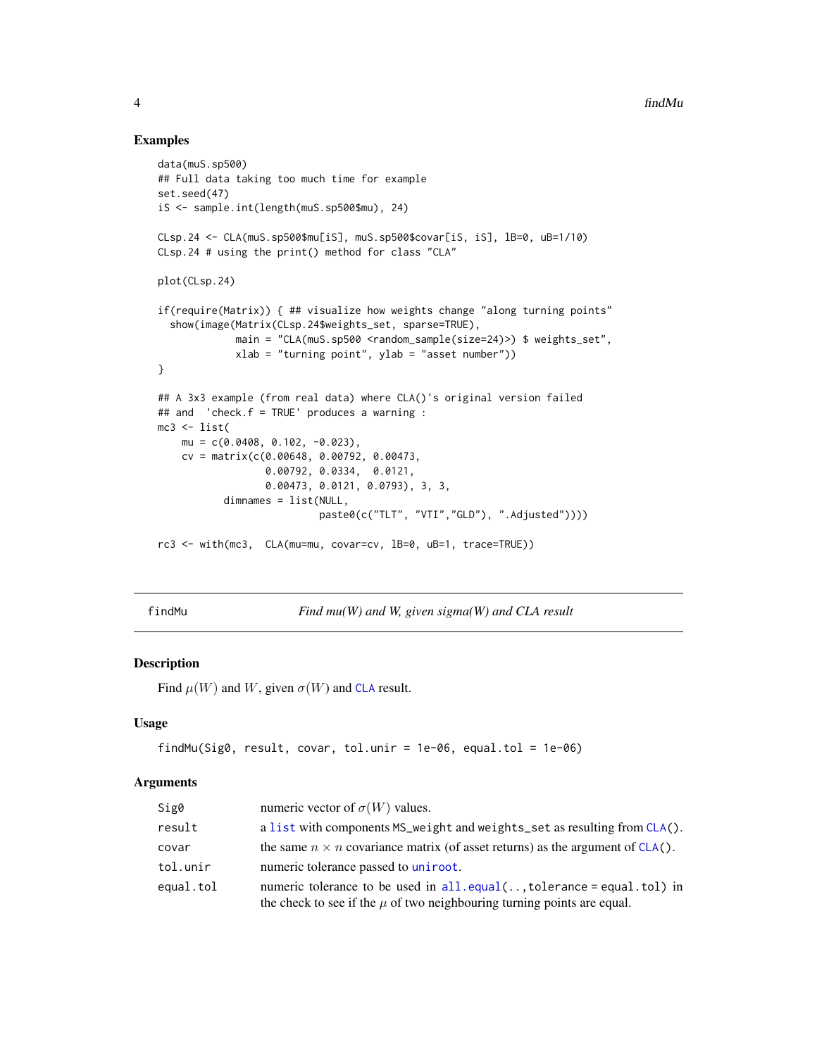## Examples

```
data(muS.sp500)
## Full data taking too much time for example
set.seed(47)
iS <- sample.int(length(muS.sp500$mu), 24)

CLsp.24 <- CLA(muS.sp500$mu[iS], muS.sp500$covar[iS, iS], lB=0, uB=1/10)
CLsp.24 # using the print() method for class "CLA"

plot(CLsp.24)

if(require(Matrix)) { ## visualize how weights change "along turning points"
  show(image(Matrix(CLsp.24$weights_set, sparse=TRUE),
             main = "CLA(muS.sp500 <random_sample(size=24)>) $ weights_set",
             xlab = "turning point", ylab = "asset number"))
}

## A 3x3 example (from real data) where CLA()'s original version failed
## and  'check.f = TRUE' produces a warning :
mc3 <- list(
    mu = c(0.0408, 0.102, -0.023),
    cv = matrix(c(0.00648, 0.00792, 0.00473,
                  0.00792, 0.0334,  0.0121,
                  0.00473, 0.0121, 0.0793), 3, 3,
           dimnames = list(NULL,
                           paste0(c("TLT", "VTI","GLD"), ".Adjusted"))))

rc3 <- with(mc3,  CLA(mu=mu, covar=cv, lB=0, uB=1, trace=TRUE))
```

---

## findMu — *Find mu(W) and W, given sigma(W) and CLA result*

### Description

Find $\mu(W)$ and $W$, given $\sigma(W)$ and CLA result.

### Usage

```
findMu(Sig0, result, covar, tol.unir = 1e-06, equal.tol = 1e-06)
```

### Arguments

| | |
|---|---|
| Sig0 | numeric vector of $\sigma(W)$ values. |
| result | a list with components MS_weight and weights_set as resulting from CLA(). |
| covar | the same $n \times n$ covariance matrix (of asset returns) as the argument of CLA(). |
| tol.unir | numeric tolerance passed to uniroot. |
| equal.tol | numeric tolerance to be used in all.equal(..,tolerance = equal.tol) in the check to see if the $\mu$ of two neighbouring turning points are equal. |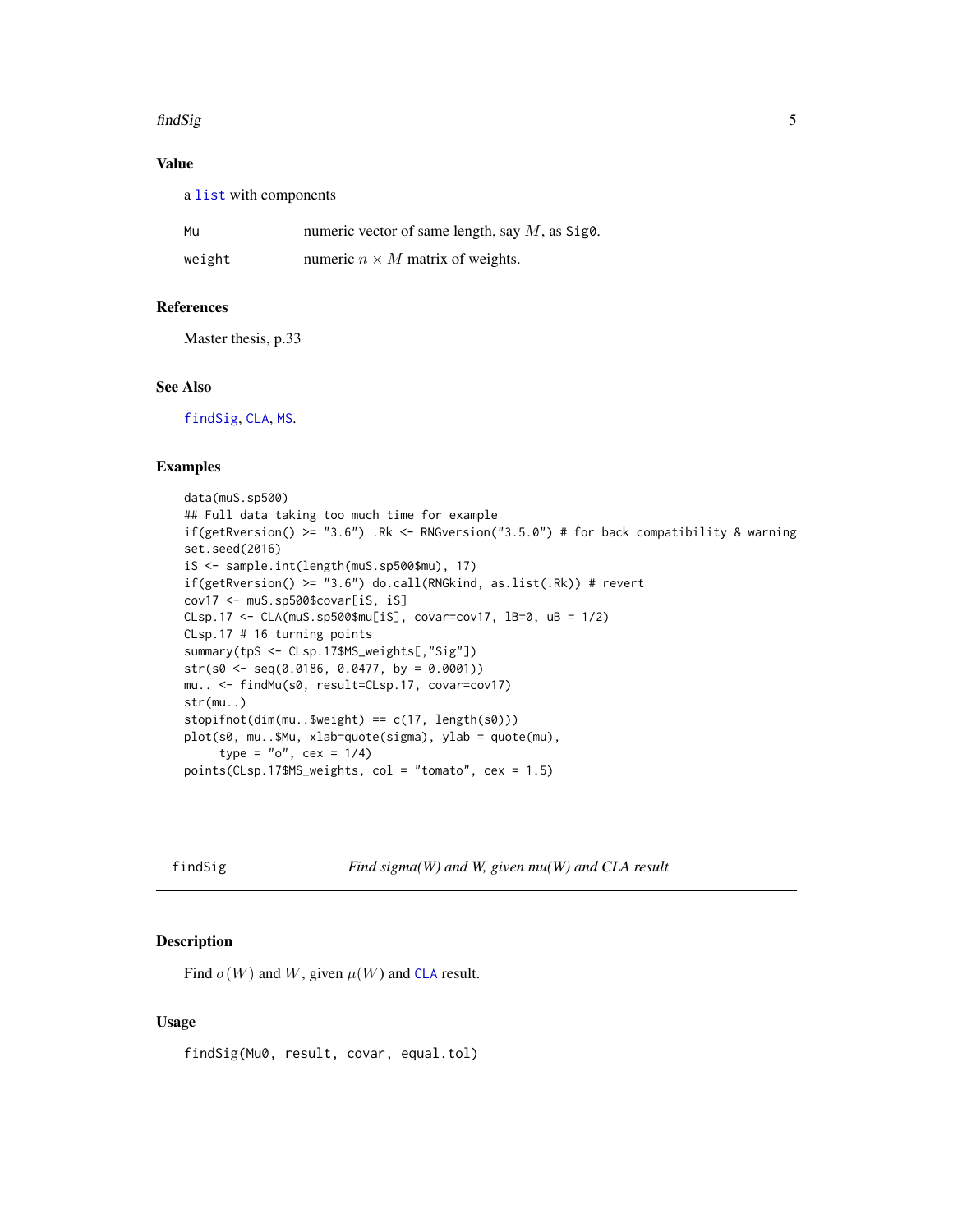### Value

a list with components

| | |
|---|---|
| Mu | numeric vector of same length, say $M$, as Sig0. |
| weight | numeric $n \times M$ matrix of weights. |

### References

Master thesis, p.33

### See Also

findSig, CLA, MS.

### Examples

```
data(muS.sp500)
## Full data taking too much time for example
if(getRversion() >= "3.6") .Rk <- RNGversion("3.5.0") # for back compatibility & warning
set.seed(2016)
iS <- sample.int(length(muS.sp500$mu), 17)
if(getRversion() >= "3.6") do.call(RNGkind, as.list(.Rk)) # revert
cov17 <- muS.sp500$covar[iS, iS]
CLsp.17 <- CLA(muS.sp500$mu[iS], covar=cov17, lB=0, uB = 1/2)
CLsp.17 # 16 turning points
summary(tpS <- CLsp.17$MS_weights[,"Sig"])
str(s0 <- seq(0.0186, 0.0477, by = 0.0001))
mu.. <- findMu(s0, result=CLsp.17, covar=cov17)
str(mu..)
stopifnot(dim(mu..$weight) == c(17, length(s0)))
plot(s0, mu..$Mu, xlab=quote(sigma), ylab = quote(mu),
     type = "o", cex = 1/4)
points(CLsp.17$MS_weights, col = "tomato", cex = 1.5)
```

---

## findSig — *Find sigma(W) and W, given mu(W) and CLA result*

### Description

Find $\sigma(W)$ and $W$, given $\mu(W)$ and CLA result.

### Usage

```
findSig(Mu0, result, covar, equal.tol)
```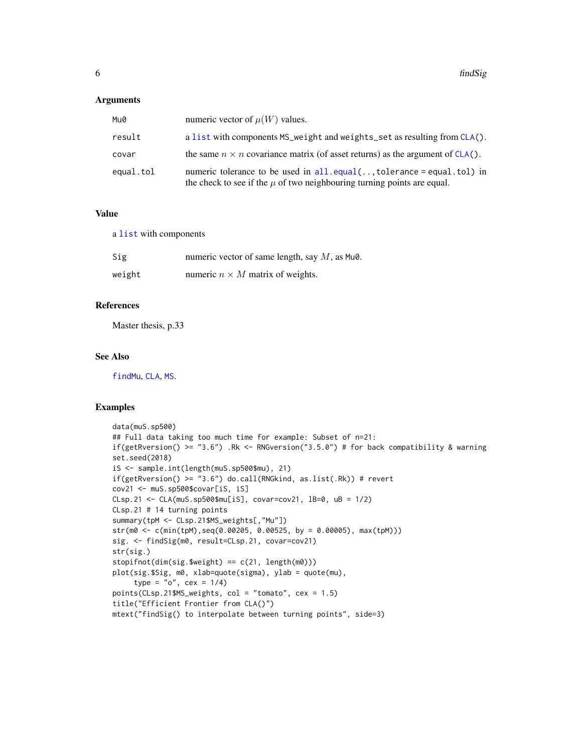### Arguments

| | |
|---|---|
| Mu0 | numeric vector of $\mu(W)$ values. |
| result | a list with components MS_weight and weights_set as resulting from CLA(). |
| covar | the same $n \times n$ covariance matrix (of asset returns) as the argument of CLA(). |
| equal.tol | numeric tolerance to be used in all.equal(..,tolerance = equal.tol) in the check to see if the $\mu$ of two neighbouring turning points are equal. |

### Value

a list with components

| | |
|---|---|
| Sig | numeric vector of same length, say $M$, as Mu0. |
| weight | numeric $n \times M$ matrix of weights. |

### References

Master thesis, p.33

### See Also

findMu, CLA, MS.

### Examples

```
data(muS.sp500)
## Full data taking too much time for example: Subset of n=21:
if(getRversion() >= "3.6") .Rk <- RNGversion("3.5.0") # for back compatibility & warning
set.seed(2018)
iS <- sample.int(length(muS.sp500$mu), 21)
if(getRversion() >= "3.6") do.call(RNGkind, as.list(.Rk)) # revert
cov21 <- muS.sp500$covar[iS, iS]
CLsp.21 <- CLA(muS.sp500$mu[iS], covar=cov21, lB=0, uB = 1/2)
CLsp.21 # 14 turning points
summary(tpM <- CLsp.21$MS_weights[,"Mu"])
str(m0 <- c(min(tpM),seq(0.00205, 0.00525, by = 0.00005), max(tpM)))
sig. <- findSig(m0, result=CLsp.21, covar=cov21)
str(sig.)
stopifnot(dim(sig.$weight) == c(21, length(m0)))
plot(sig.$Sig, m0, xlab=quote(sigma), ylab = quote(mu),
     type = "o", cex = 1/4)
points(CLsp.21$MS_weights, col = "tomato", cex = 1.5)
title("Efficient Frontier from CLA()")
mtext("findSig() to interpolate between turning points", side=3)
```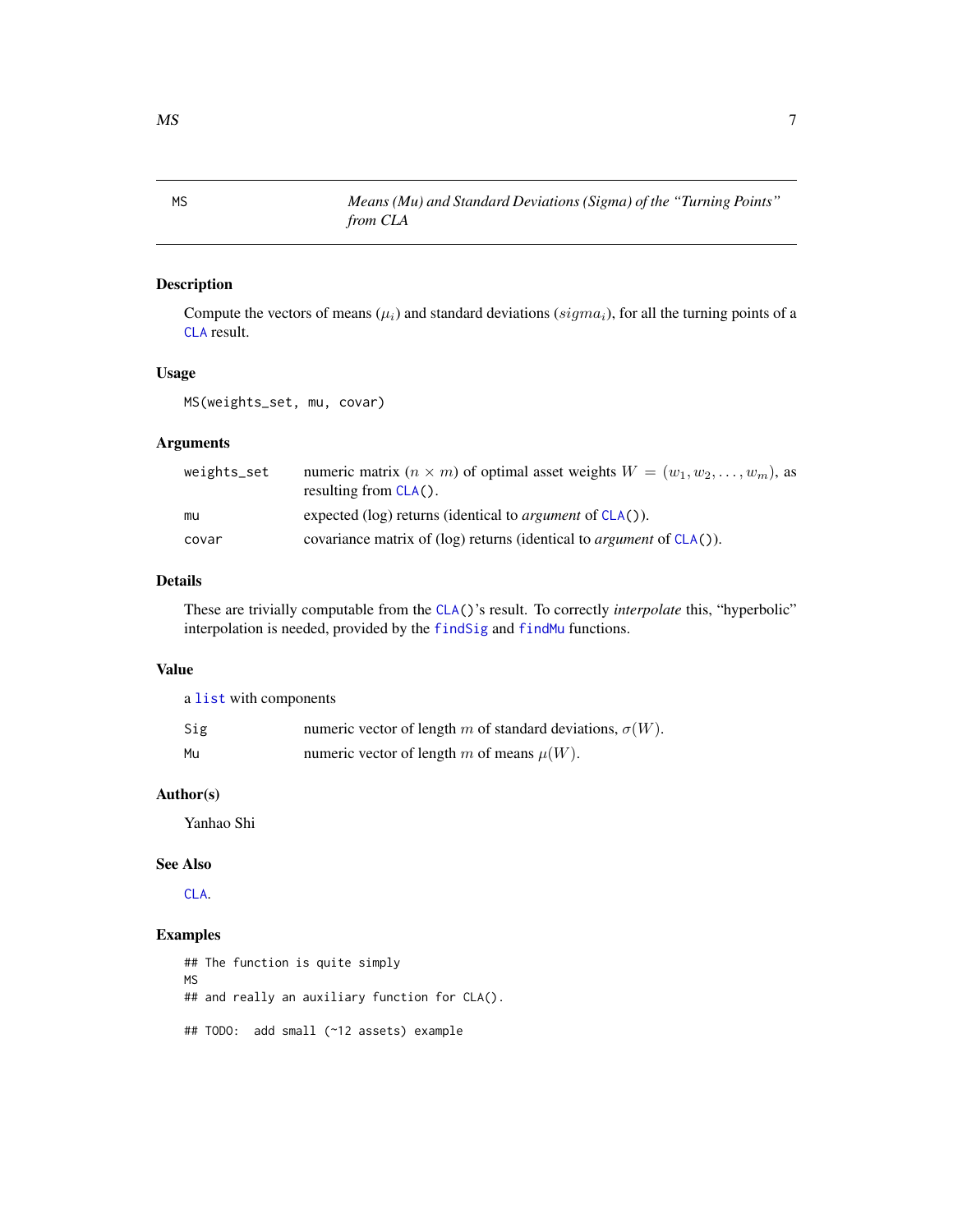MS *Means (Mu) and Standard Deviations (Sigma) of the "Turning Points" from CLA*

## Description

Compute the vectors of means ($\mu_i$) and standard deviations ($sigma_i$), for all the turning points of a CLA result.

## Usage

```
MS(weights_set, mu, covar)
```

## Arguments

| | |
|---|---|
| weights_set | numeric matrix ($n \times m$) of optimal asset weights $W = (w_1, w_2, \ldots, w_m)$, as resulting from CLA(). |
| mu | expected (log) returns (identical to *argument* of CLA()). |
| covar | covariance matrix of (log) returns (identical to *argument* of CLA()). |

## Details

These are trivially computable from the CLA()'s result. To correctly *interpolate* this, "hyperbolic" interpolation is needed, provided by the findSig and findMu functions.

## Value

a list with components

| | |
|---|---|
| Sig | numeric vector of length $m$ of standard deviations, $\sigma(W)$. |
| Mu | numeric vector of length $m$ of means $\mu(W)$. |

## Author(s)

Yanhao Shi

## See Also

CLA.

## Examples

```
## The function is quite simply
MS
## and really an auxiliary function for CLA().

## TODO:  add small (~12 assets) example
```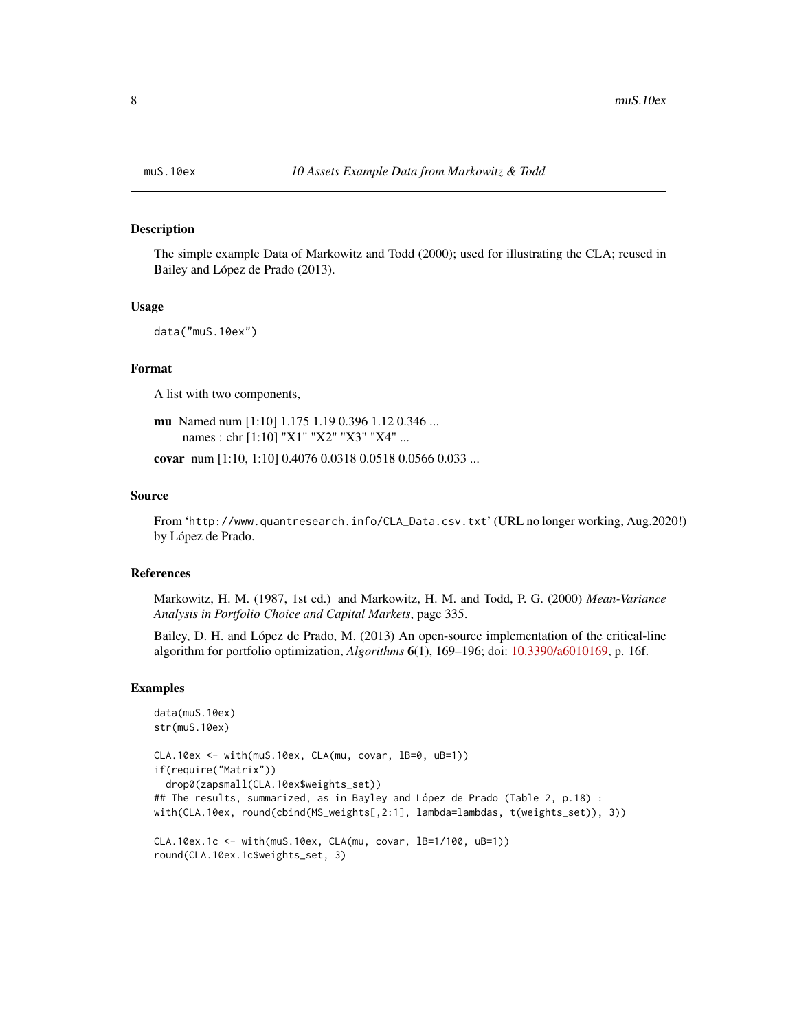muS.10ex — *10 Assets Example Data from Markowitz & Todd*

## Description

The simple example Data of Markowitz and Todd (2000); used for illustrating the CLA; reused in Bailey and López de Prado (2013).

## Usage

```
data("muS.10ex")
```

## Format

A list with two components,

**mu** Named num [1:10] 1.175 1.19 0.396 1.12 0.346 ...
 names : chr [1:10] "X1" "X2" "X3" "X4" ...

**covar** num [1:10, 1:10] 0.4076 0.0318 0.0518 0.0566 0.033 ...

## Source

From 'http://www.quantresearch.info/CLA_Data.csv.txt' (URL no longer working, Aug.2020!) by López de Prado.

## References

Markowitz, H. M. (1987, 1st ed.) and Markowitz, H. M. and Todd, P. G. (2000) *Mean-Variance Analysis in Portfolio Choice and Capital Markets*, page 335.

Bailey, D. H. and López de Prado, M. (2013) An open-source implementation of the critical-line algorithm for portfolio optimization, *Algorithms* **6**(1), 169–196; doi: 10.3390/a6010169, p. 16f.

## Examples

```
data(muS.10ex)
str(muS.10ex)

CLA.10ex <- with(muS.10ex, CLA(mu, covar, lB=0, uB=1))
if(require("Matrix"))
  drop0(zapsmall(CLA.10ex$weights_set))
## The results, summarized, as in Bayley and López de Prado (Table 2, p.18) :
with(CLA.10ex, round(cbind(MS_weights[,2:1], lambda=lambdas, t(weights_set)), 3))

CLA.10ex.1c <- with(muS.10ex, CLA(mu, covar, lB=1/100, uB=1))
round(CLA.10ex.1c$weights_set, 3)
```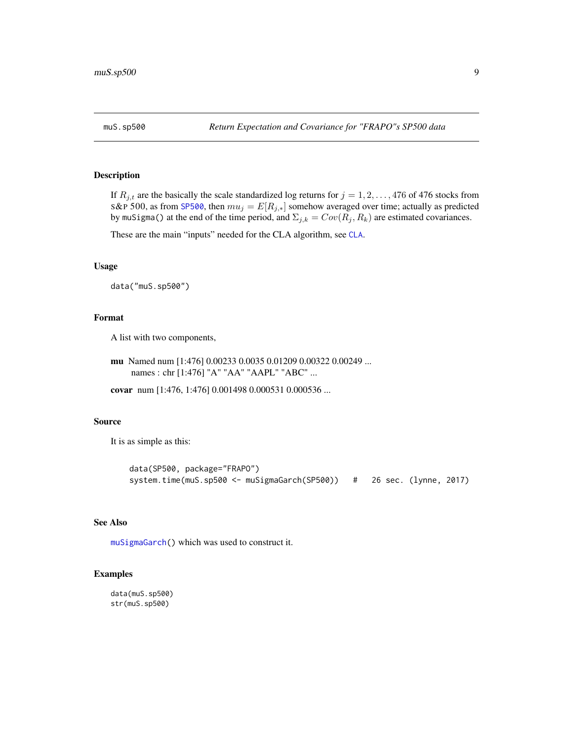muS.sp500 *Return Expectation and Covariance for "FRAPO"s SP500 data*

## Description

If $R_{j,t}$ are the basically the scale standardized log returns for $j = 1, 2, \ldots, 476$ of 476 stocks from S&P 500, as from SP500, then $mu_j = E[R_{j,*}]$ somehow averaged over time; actually as predicted by muSigma() at the end of the time period, and $\Sigma_{j,k} = Cov(R_j, R_k)$ are estimated covariances.

These are the main "inputs" needed for the CLA algorithm, see CLA.

## Usage

```
data("muS.sp500")
```

## Format

A list with two components,

**mu** Named num [1:476] 0.00233 0.0035 0.01209 0.00322 0.00249 ...
names : chr [1:476] "A" "AA" "AAPL" "ABC" ...

**covar** num [1:476, 1:476] 0.001498 0.000531 0.000536 ...

## Source

It is as simple as this:

```
data(SP500, package="FRAPO")
system.time(muS.sp500 <- muSigmaGarch(SP500))   #   26 sec. (lynne, 2017)
```

## See Also

muSigmaGarch() which was used to construct it.

## Examples

```
data(muS.sp500)
str(muS.sp500)
```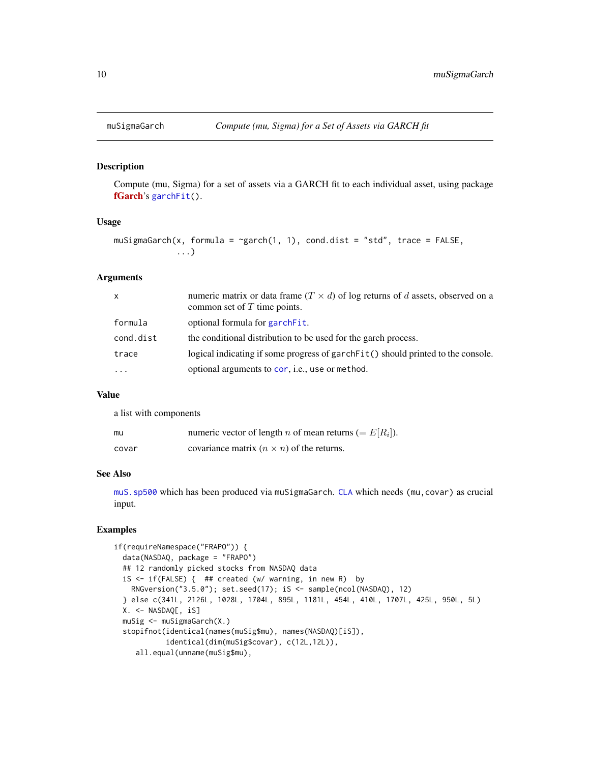## muSigmaGarch — *Compute (mu, Sigma) for a Set of Assets via GARCH fit*

### Description

Compute (mu, Sigma) for a set of assets via a GARCH fit to each individual asset, using package **fGarch**'s `garchFit()`.

### Usage

```
muSigmaGarch(x, formula = ~garch(1, 1), cond.dist = "std", trace = FALSE,
             ...)
```

### Arguments

| | |
|---|---|
| `x` | numeric matrix or data frame ($T \times d$) of log returns of $d$ assets, observed on a common set of $T$ time points. |
| `formula` | optional formula for `garchFit`. |
| `cond.dist` | the conditional distribution to be used for the garch process. |
| `trace` | logical indicating if some progress of `garchFit()` should printed to the console. |
| `...` | optional arguments to `cor`, i.e., `use` or `method`. |

### Value

a list with components

| | |
|---|---|
| `mu` | numeric vector of length $n$ of mean returns ($= E[R_i]$). |
| `covar` | covariance matrix ($n \times n$) of the returns. |

### See Also

`muS.sp500` which has been produced via `muSigmaGarch`. `CLA` which needs `(mu,covar)` as crucial input.

### Examples

```
if(requireNamespace("FRAPO")) {
  data(NASDAQ, package = "FRAPO")
  ## 12 randomly picked stocks from NASDAQ data
  iS <- if(FALSE) {  ## created (w/ warning, in new R)  by
    RNGversion("3.5.0"); set.seed(17); iS <- sample(ncol(NASDAQ), 12)
  } else c(341L, 2126L, 1028L, 1704L, 895L, 1181L, 454L, 410L, 1707L, 425L, 950L, 5L)
  X. <- NASDAQ[, iS]
  muSig <- muSigmaGarch(X.)
  stopifnot(identical(names(muSig$mu), names(NASDAQ)[iS]),
            identical(dim(muSig$covar), c(12L,12L)),
      all.equal(unname(muSig$mu),
```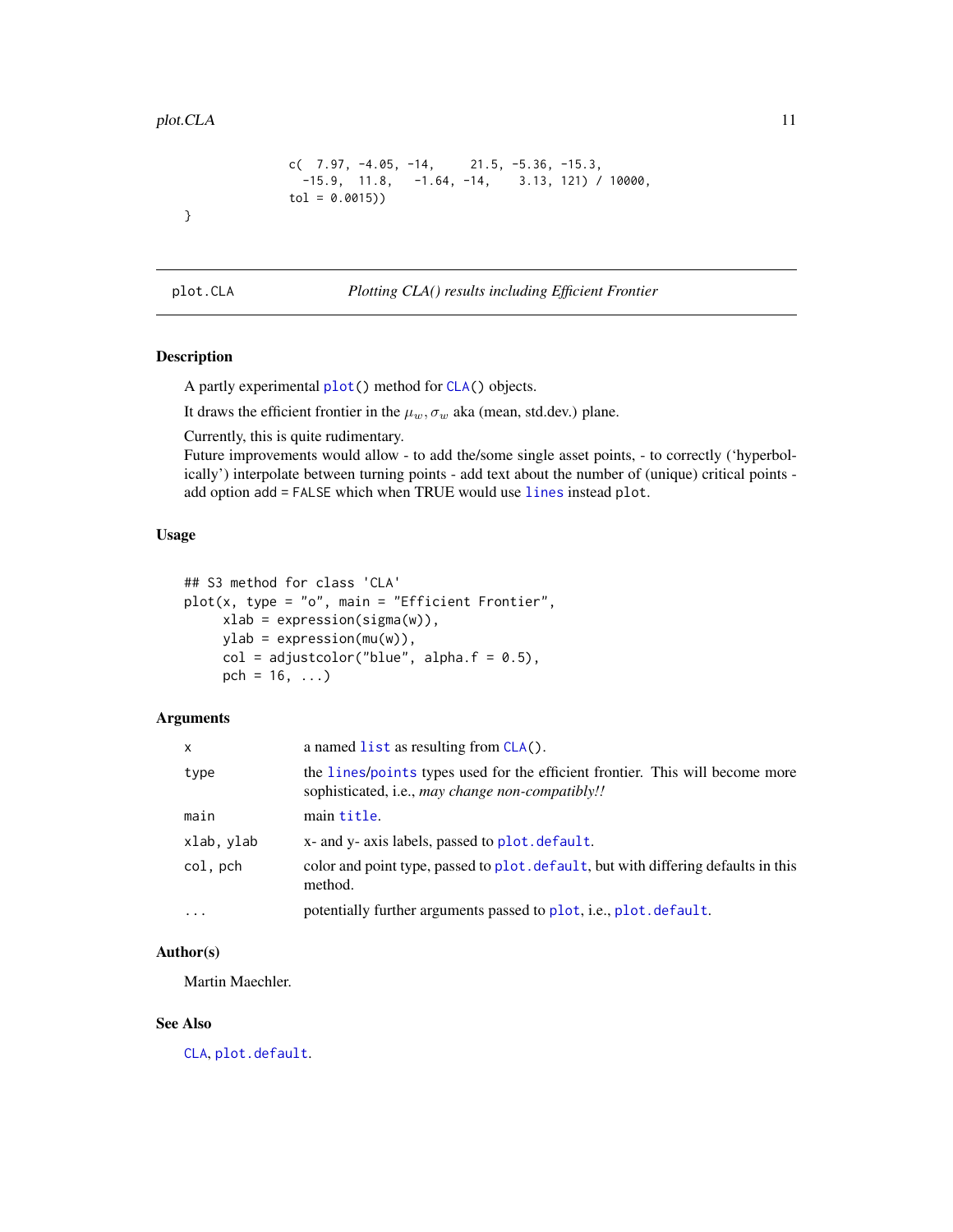```
            c(  7.97, -4.05, -14,     21.5, -5.36, -15.3,
              -15.9,  11.8,   -1.64, -14,    3.13, 121) / 10000,
            tol = 0.0015))
}
```

## plot.CLA — *Plotting CLA() results including Efficient Frontier*

### Description

A partly experimental `plot()` method for `CLA()` objects.

It draws the efficient frontier in the $\mu_w, \sigma_w$ aka (mean, std.dev.) plane.

Currently, this is quite rudimentary.
Future improvements would allow - to add the/some single asset points, - to correctly ('hyperbolically') interpolate between turning points - add text about the number of (unique) critical points - add option `add = FALSE` which when TRUE would use `lines` instead `plot`.

### Usage

```
## S3 method for class 'CLA'
plot(x, type = "o", main = "Efficient Frontier",
     xlab = expression(sigma(w)),
     ylab = expression(mu(w)),
     col = adjustcolor("blue", alpha.f = 0.5),
     pch = 16, ...)
```

### Arguments

| | |
|---|---|
| `x` | a named `list` as resulting from `CLA()`. |
| `type` | the `lines`/`points` types used for the efficient frontier. This will become more sophisticated, i.e., *may change non-compatibly!!* |
| `main` | main `title`. |
| `xlab, ylab` | x- and y- axis labels, passed to `plot.default`. |
| `col, pch` | color and point type, passed to `plot.default`, but with differing defaults in this method. |
| `...` | potentially further arguments passed to `plot`, i.e., `plot.default`. |

### Author(s)

Martin Maechler.

### See Also

`CLA`, `plot.default`.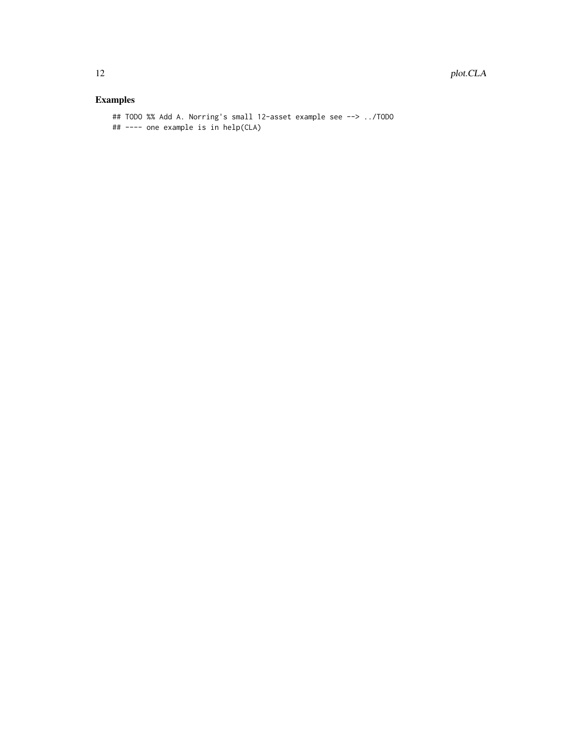### Examples

```
## TODO %% Add A. Norring's small 12-asset example see --> ../TODO
## ---- one example is in help(CLA)
```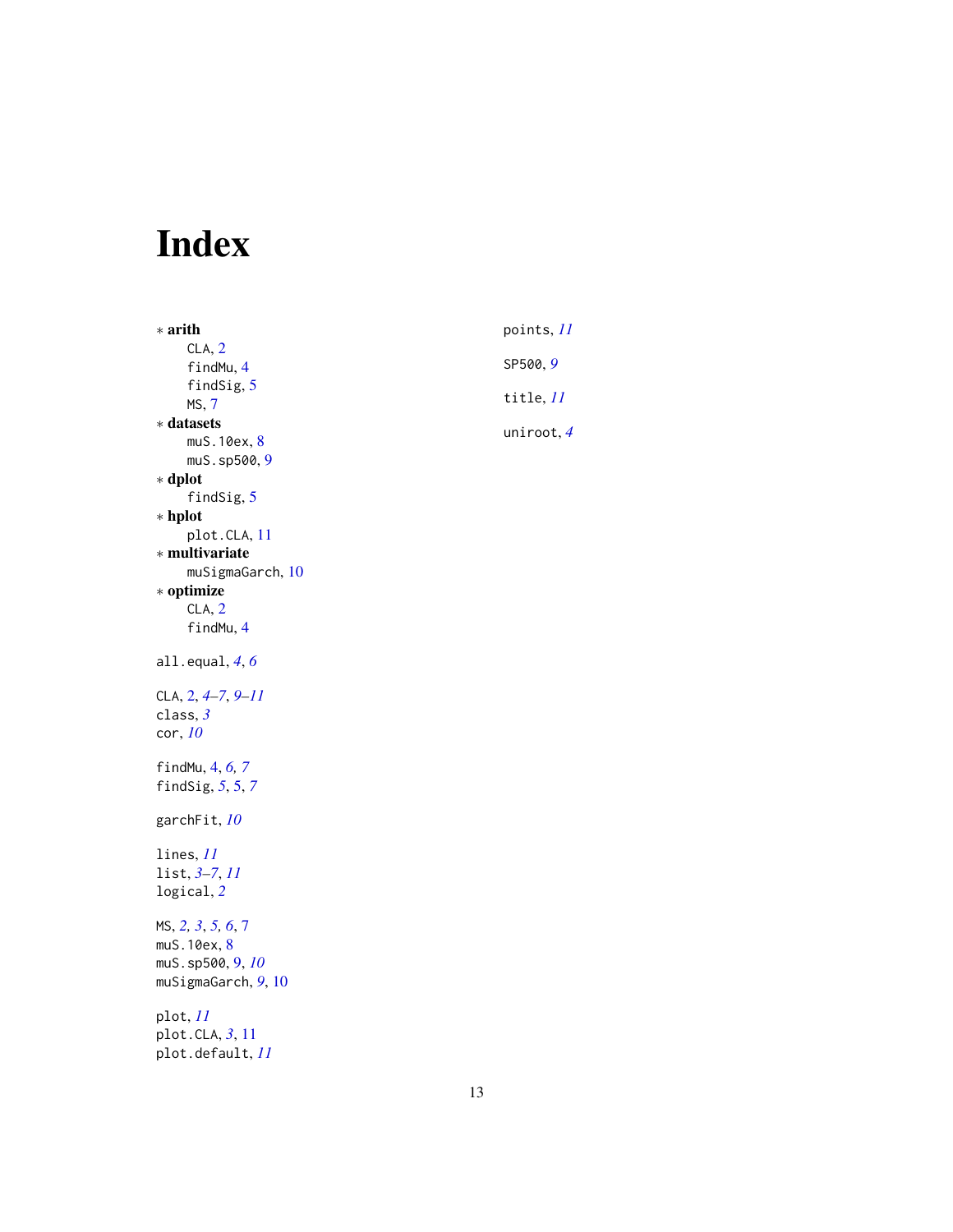# Index

* **arith**
  - CLA, 2
  - findMu, 4
  - findSig, 5
  - MS, 7
* **datasets**
  - muS.10ex, 8
  - muS.sp500, 9
* **dplot**
  - findSig, 5
* **hplot**
  - plot.CLA, 11
* **multivariate**
  - muSigmaGarch, 10
* **optimize**
  - CLA, 2
  - findMu, 4

all.equal, *4*, *6*

CLA, 2, *4–7*, *9–11*
class, *3*
cor, *10*

findMu, 4, *6, 7*
findSig, *5*, 5, *7*

garchFit, *10*

lines, *11*
list, *3–7*, *11*
logical, *2*

MS, *2, 3*, *5, 6*, 7
muS.10ex, 8
muS.sp500, 9, *10*
muSigmaGarch, *9*, 10

plot, *11*
plot.CLA, *3*, 11
plot.default, *11*

points, *11*

SP500, *9*

title, *11*

uniroot, *4*